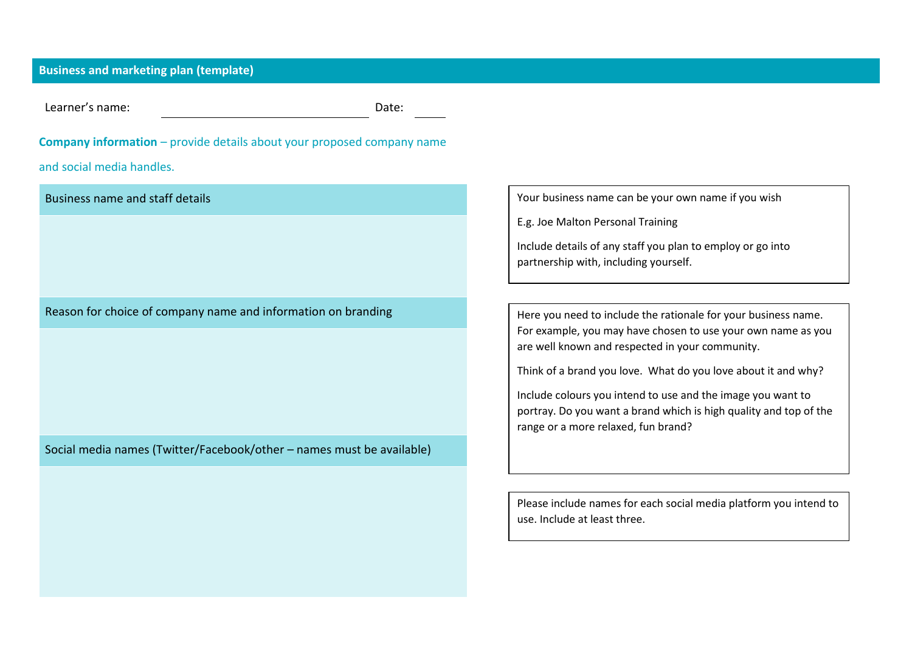## Business and marketing plan (template)

Learner's name: ______________________ Date: _____

**Company information** – provide details about your proposed company name and social media handles.

| Business name and staff details |
|---|
| |

Your business name can be your own name if you wish

E.g. Joe Malton Personal Training

Include details of any staff you plan to employ or go into partnership with, including yourself.

| Reason for choice of company name and information on branding |
|---|
| |

Here you need to include the rationale for your business name. For example, you may have chosen to use your own name as you are well known and respected in your community.

Think of a brand you love. What do you love about it and why?

Include colours you intend to use and the image you want to portray. Do you want a brand which is high quality and top of the range or a more relaxed, fun brand?

| Social media names (Twitter/Facebook/other – names must be available) |
|---|
| |

Please include names for each social media platform you intend to use. Include at least three.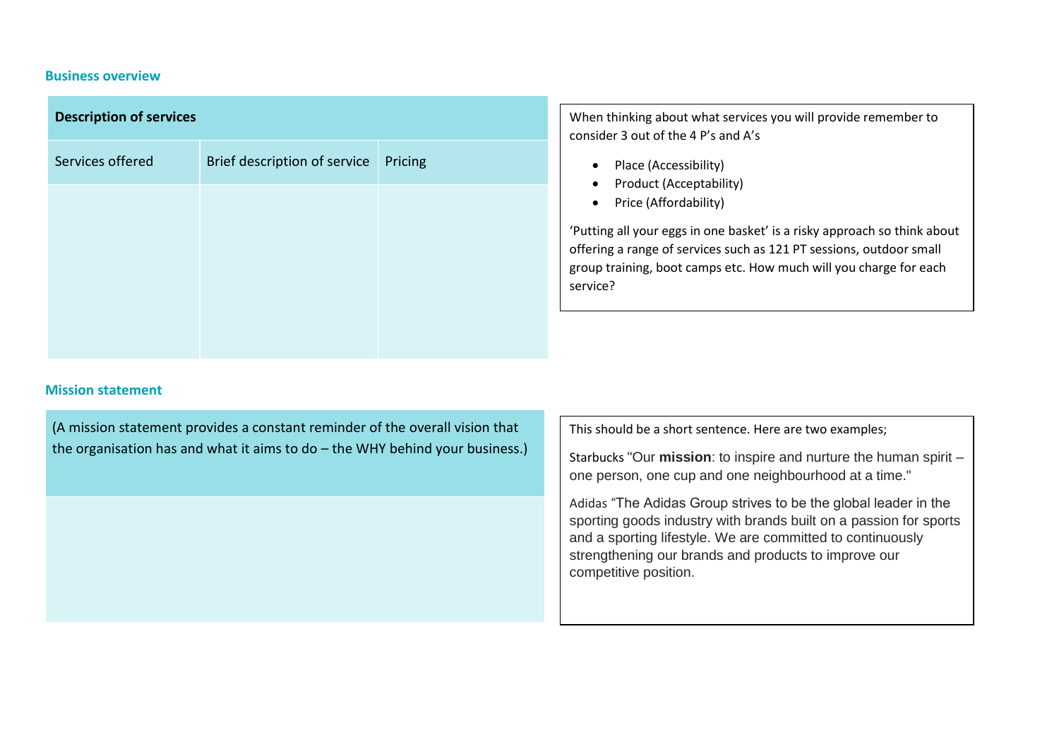## Business overview

| Description of services | | |
|---|---|---|
| Services offered | Brief description of service | Pricing |
| | | |

When thinking about what services you will provide remember to consider 3 out of the 4 P's and A's

- Place (Accessibility)
- Product (Acceptability)
- Price (Affordability)

'Putting all your eggs in one basket' is a risky approach so think about offering a range of services such as 121 PT sessions, outdoor small group training, boot camps etc. How much will you charge for each service?

## Mission statement

| (A mission statement provides a constant reminder of the overall vision that the organisation has and what it aims to do – the WHY behind your business.) |
|---|
| |

This should be a short sentence. Here are two examples;

Starbucks "Our **mission**: to inspire and nurture the human spirit – one person, one cup and one neighbourhood at a time."

Adidas "The Adidas Group strives to be the global leader in the sporting goods industry with brands built on a passion for sports and a sporting lifestyle. We are committed to continuously strengthening our brands and products to improve our competitive position.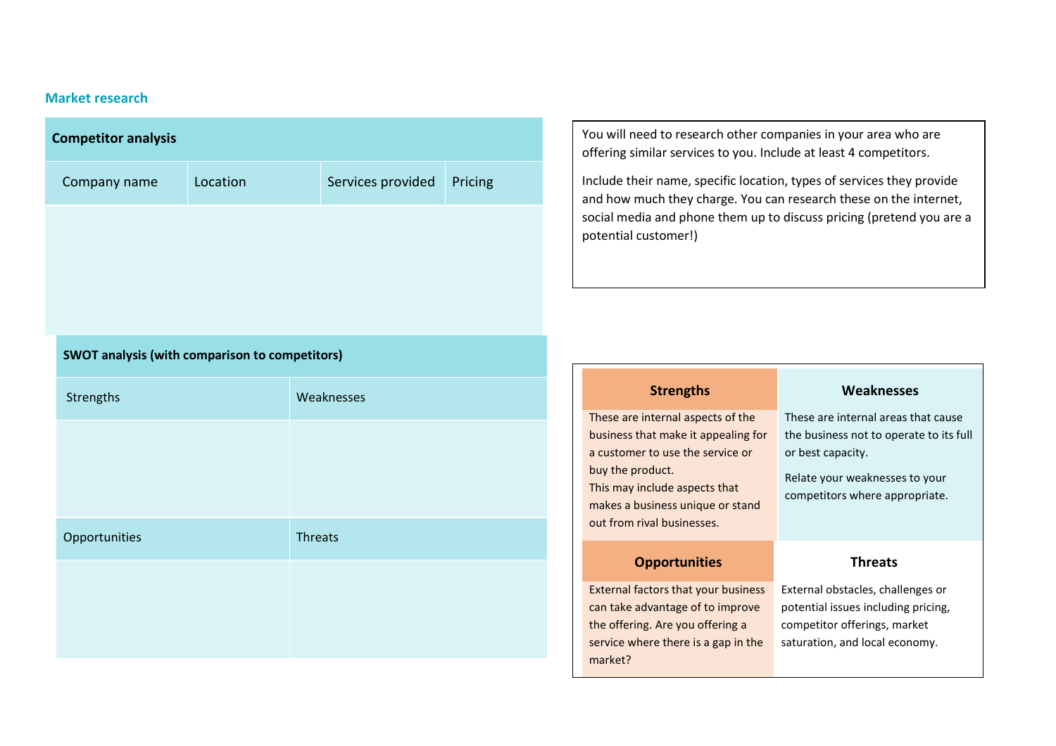## Market research

| Competitor analysis | | | |
|---|---|---|---|
| Company name | Location | Services provided | Pricing |
| | | | |

You will need to research other companies in your area who are offering similar services to you. Include at least 4 competitors.

Include their name, specific location, types of services they provide and how much they charge. You can research these on the internet, social media and phone them up to discuss pricing (pretend you are a potential customer!)

| SWOT analysis (with comparison to competitors) | |
|---|---|
| Strengths | Weaknesses |
| | |
| Opportunities | Threats |
| | |

| Strengths | Weaknesses |
|---|---|
| These are internal aspects of the business that make it appealing for a customer to use the service or buy the product. This may include aspects that makes a business unique or stand out from rival businesses. | These are internal areas that cause the business not to operate to its full or best capacity. Relate your weaknesses to your competitors where appropriate. |
| **Opportunities** | **Threats** |
| External factors that your business can take advantage of to improve the offering. Are you offering a service where there is a gap in the market? | External obstacles, challenges or potential issues including pricing, competitor offerings, market saturation, and local economy. |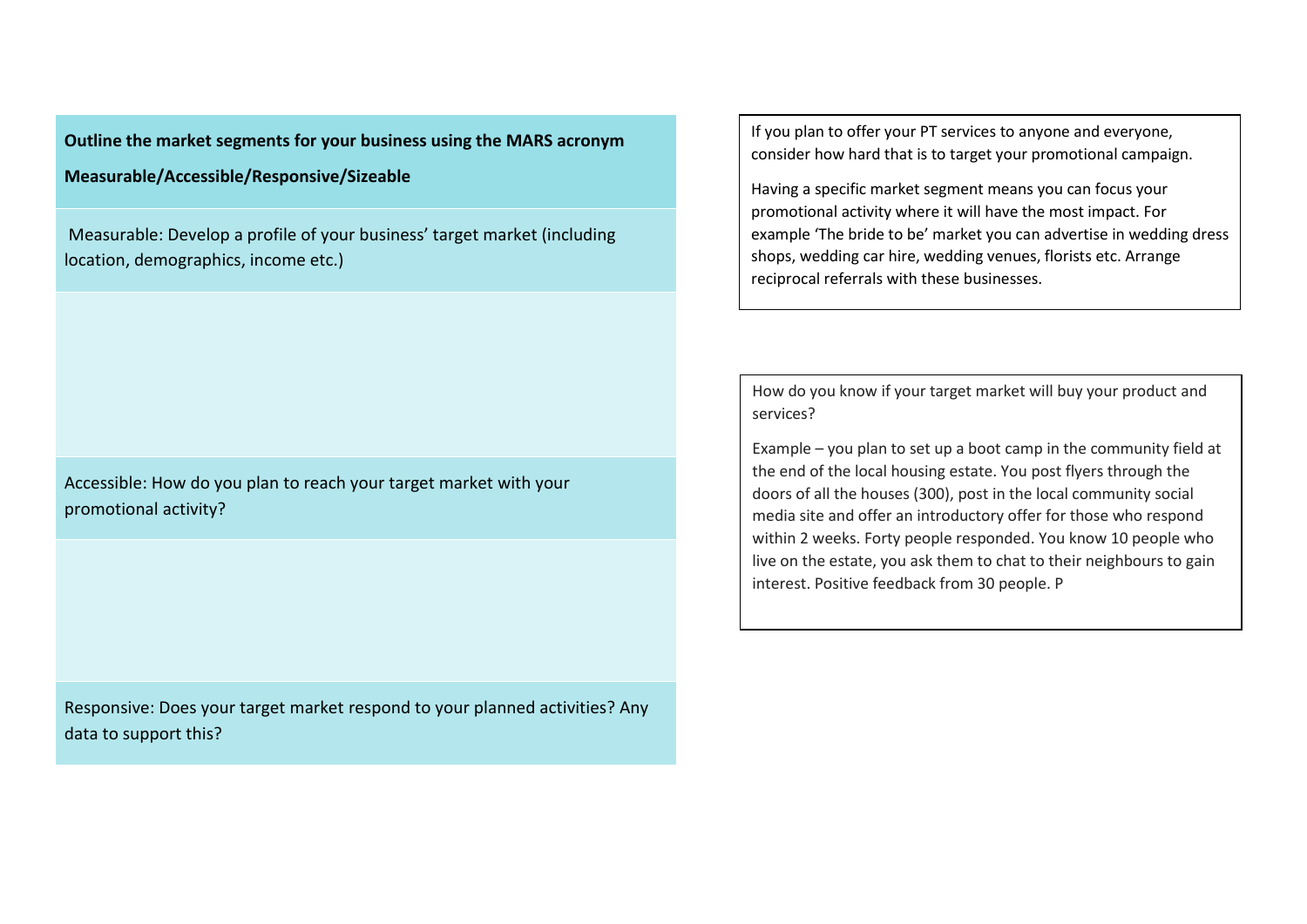**Outline the market segments for your business using the MARS acronym**

**Measurable/Accessible/Responsive/Sizeable**

Measurable: Develop a profile of your business' target market (including location, demographics, income etc.)

Accessible: How do you plan to reach your target market with your promotional activity?

Responsive: Does your target market respond to your planned activities? Any data to support this?

If you plan to offer your PT services to anyone and everyone, consider how hard that is to target your promotional campaign.

Having a specific market segment means you can focus your promotional activity where it will have the most impact. For example 'The bride to be' market you can advertise in wedding dress shops, wedding car hire, wedding venues, florists etc. Arrange reciprocal referrals with these businesses.

How do you know if your target market will buy your product and services?

Example – you plan to set up a boot camp in the community field at the end of the local housing estate. You post flyers through the doors of all the houses (300), post in the local community social media site and offer an introductory offer for those who respond within 2 weeks. Forty people responded. You know 10 people who live on the estate, you ask them to chat to their neighbours to gain interest. Positive feedback from 30 people. P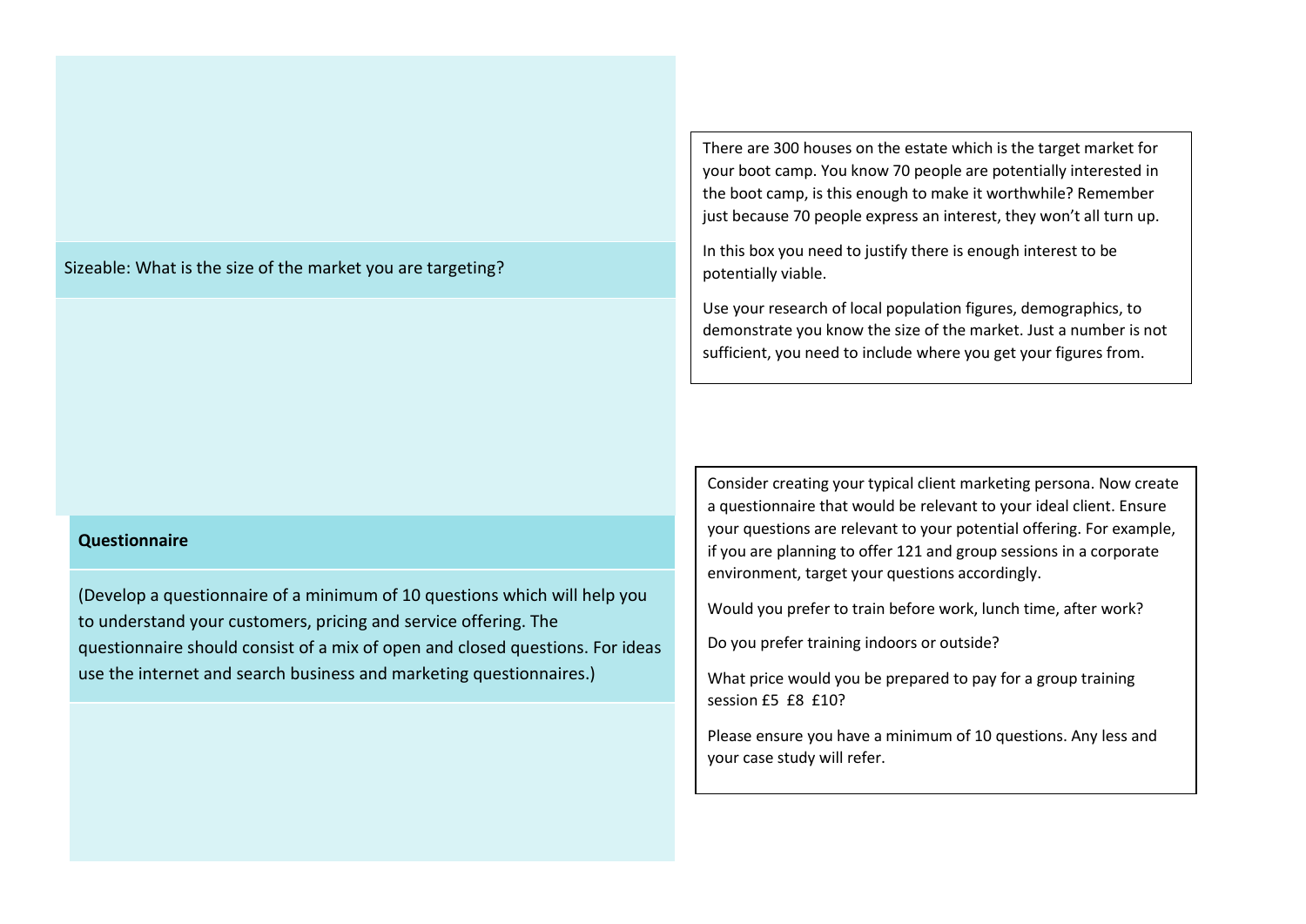Sizeable: What is the size of the market you are targeting?

There are 300 houses on the estate which is the target market for your boot camp. You know 70 people are potentially interested in the boot camp, is this enough to make it worthwhile? Remember just because 70 people express an interest, they won't all turn up.

In this box you need to justify there is enough interest to be potentially viable.

Use your research of local population figures, demographics, to demonstrate you know the size of the market. Just a number is not sufficient, you need to include where you get your figures from.

**Questionnaire**

(Develop a questionnaire of a minimum of 10 questions which will help you to understand your customers, pricing and service offering. The questionnaire should consist of a mix of open and closed questions. For ideas use the internet and search business and marketing questionnaires.)

Consider creating your typical client marketing persona. Now create a questionnaire that would be relevant to your ideal client. Ensure your questions are relevant to your potential offering. For example, if you are planning to offer 121 and group sessions in a corporate environment, target your questions accordingly.

Would you prefer to train before work, lunch time, after work?

Do you prefer training indoors or outside?

What price would you be prepared to pay for a group training session £5 £8 £10?

Please ensure you have a minimum of 10 questions. Any less and your case study will refer.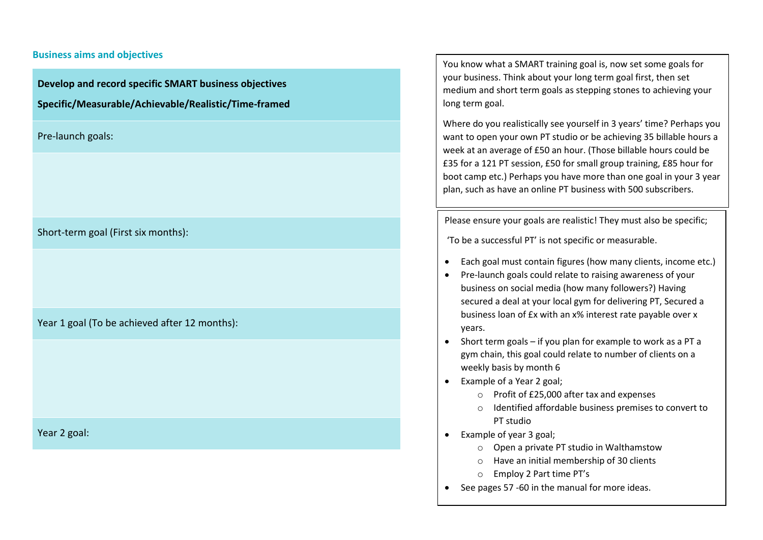### Business aims and objectives

| **Develop and record specific SMART business objectives**<br>**Specific/Measurable/Achievable/Realistic/Time-framed** |
|---|
| Pre-launch goals: |
| |
| Short-term goal (First six months): |
| |
| Year 1 goal (To be achieved after 12 months): |
| |
| Year 2 goal: |

You know what a SMART training goal is, now set some goals for your business. Think about your long term goal first, then set medium and short term goals as stepping stones to achieving your long term goal.

Where do you realistically see yourself in 3 years' time? Perhaps you want to open your own PT studio or be achieving 35 billable hours a week at an average of £50 an hour. (Those billable hours could be £35 for a 121 PT session, £50 for small group training, £85 hour for boot camp etc.) Perhaps you have more than one goal in your 3 year plan, such as have an online PT business with 500 subscribers.

Please ensure your goals are realistic! They must also be specific;

'To be a successful PT' is not specific or measurable.

- Each goal must contain figures (how many clients, income etc.)
- Pre-launch goals could relate to raising awareness of your business on social media (how many followers?) Having secured a deal at your local gym for delivering PT, Secured a business loan of £x with an x% interest rate payable over x years.
- Short term goals – if you plan for example to work as a PT a gym chain, this goal could relate to number of clients on a weekly basis by month 6
- Example of a Year 2 goal;
  - Profit of £25,000 after tax and expenses
  - Identified affordable business premises to convert to PT studio
- Example of year 3 goal;
  - Open a private PT studio in Walthamstow
  - Have an initial membership of 30 clients
  - Employ 2 Part time PT's
- See pages 57 -60 in the manual for more ideas.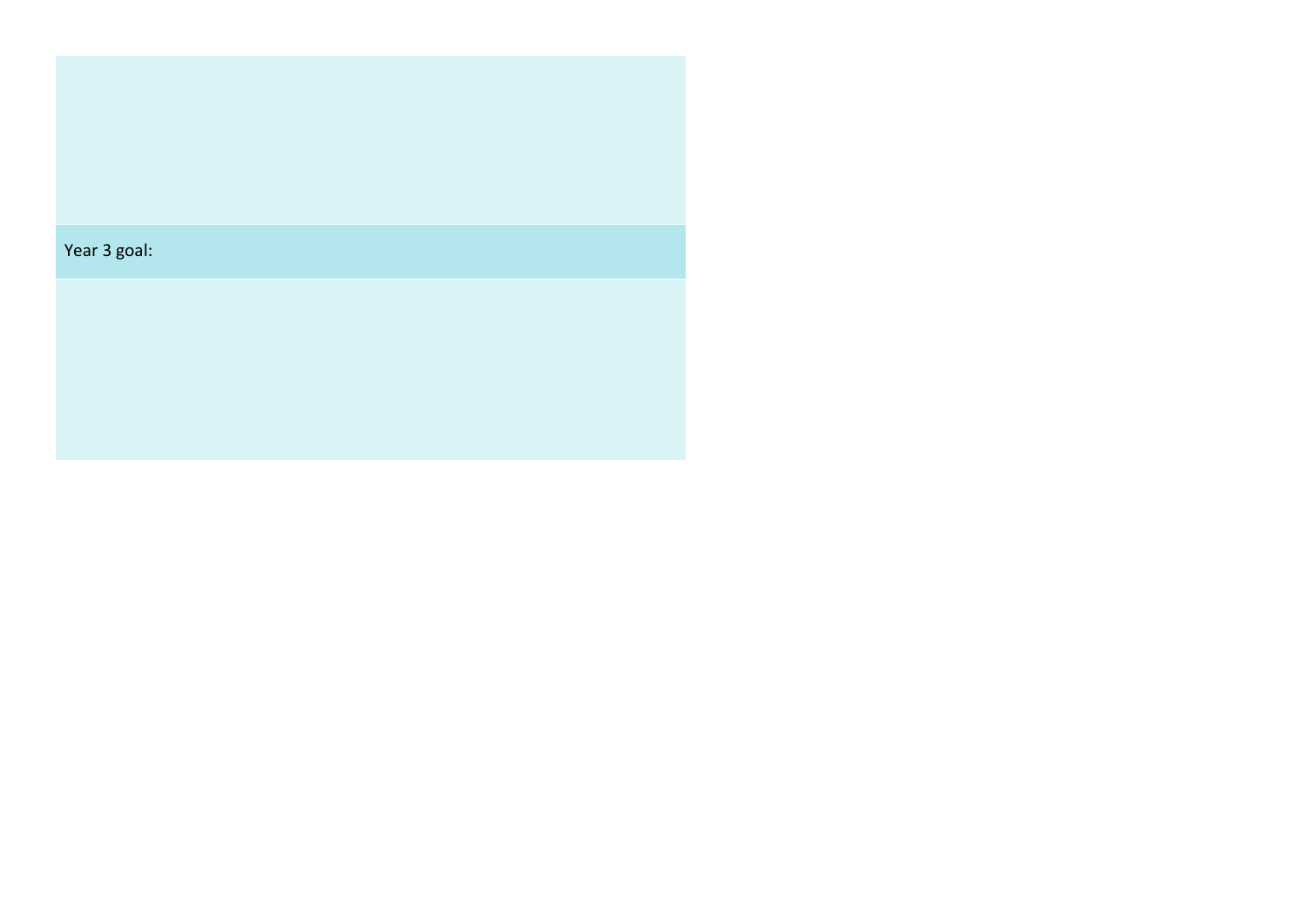Year 3 goal: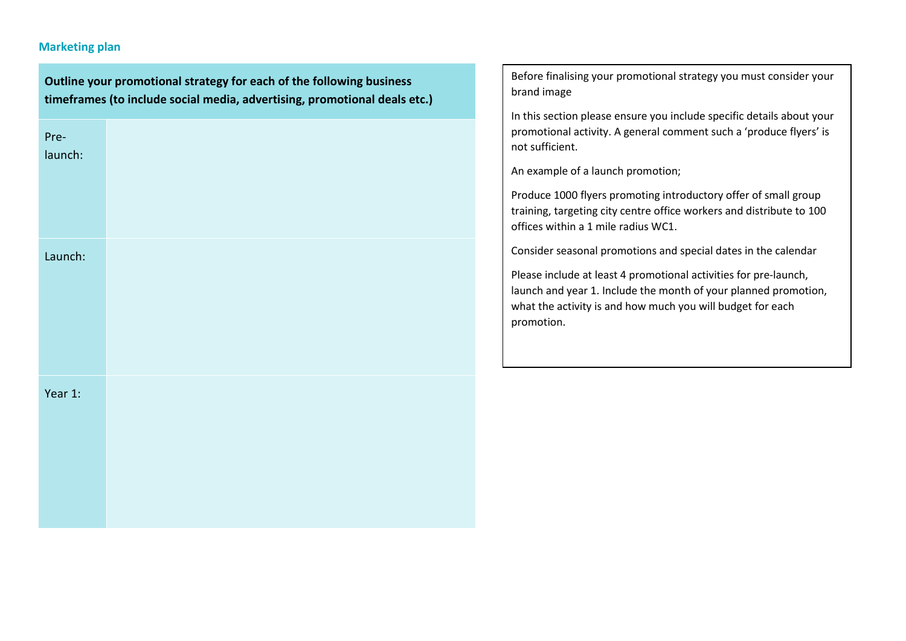## Marketing plan

| Outline your promotional strategy for each of the following business timeframes (to include social media, advertising, promotional deals etc.) | |
|---|---|
| Pre-launch: | |
| Launch: | |
| Year 1: | |

Before finalising your promotional strategy you must consider your brand image

In this section please ensure you include specific details about your promotional activity. A general comment such a 'produce flyers' is not sufficient.

An example of a launch promotion;

Produce 1000 flyers promoting introductory offer of small group training, targeting city centre office workers and distribute to 100 offices within a 1 mile radius WC1.

Consider seasonal promotions and special dates in the calendar

Please include at least 4 promotional activities for pre-launch, launch and year 1. Include the month of your planned promotion, what the activity is and how much you will budget for each promotion.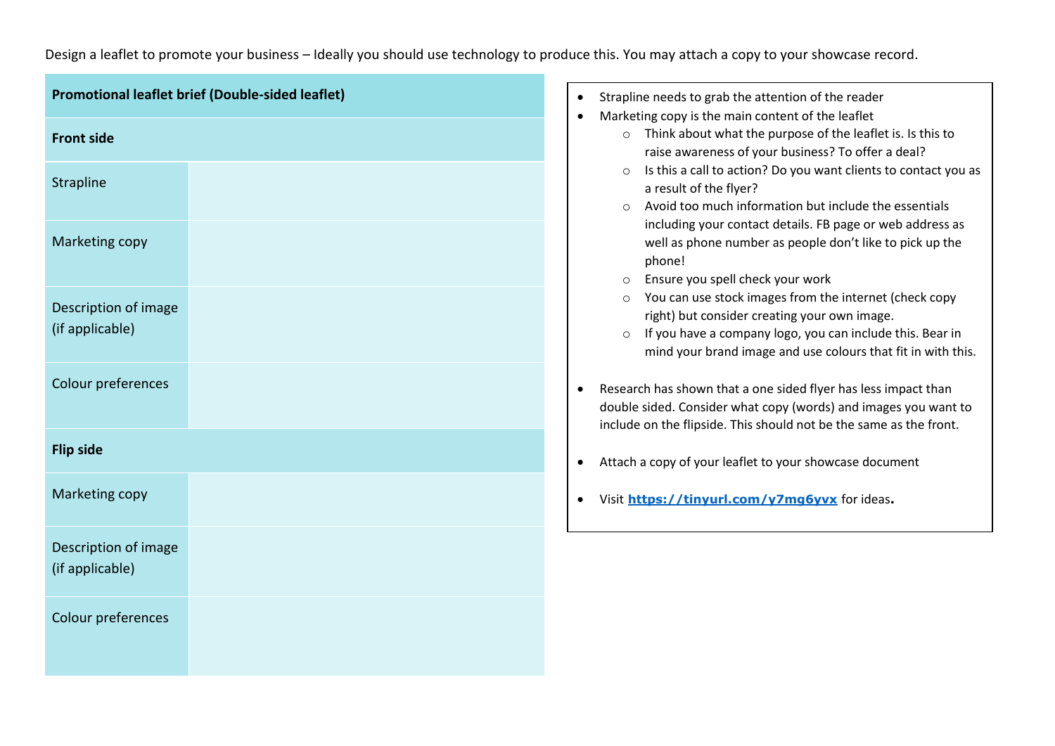Design a leaflet to promote your business – Ideally you should use technology to produce this. You may attach a copy to your showcase record.

| Promotional leaflet brief (Double-sided leaflet) | |
|---|---|
| **Front side** | |
| Strapline | |
| Marketing copy | |
| Description of image (if applicable) | |
| Colour preferences | |
| **Flip side** | |
| Marketing copy | |
| Description of image (if applicable) | |
| Colour preferences | |

- Strapline needs to grab the attention of the reader
- Marketing copy is the main content of the leaflet
  - Think about what the purpose of the leaflet is. Is this to raise awareness of your business? To offer a deal?
  - Is this a call to action? Do you want clients to contact you as a result of the flyer?
  - Avoid too much information but include the essentials including your contact details. FB page or web address as well as phone number as people don't like to pick up the phone!
  - Ensure you spell check your work
  - You can use stock images from the internet (check copy right) but consider creating your own image.
  - If you have a company logo, you can include this. Bear in mind your brand image and use colours that fit in with this.
- Research has shown that a one sided flyer has less impact than double sided. Consider what copy (words) and images you want to include on the flipside. This should not be the same as the front.
- Attach a copy of your leaflet to your showcase document
- Visit **https://tinyurl.com/y7mq6yvx** for ideas.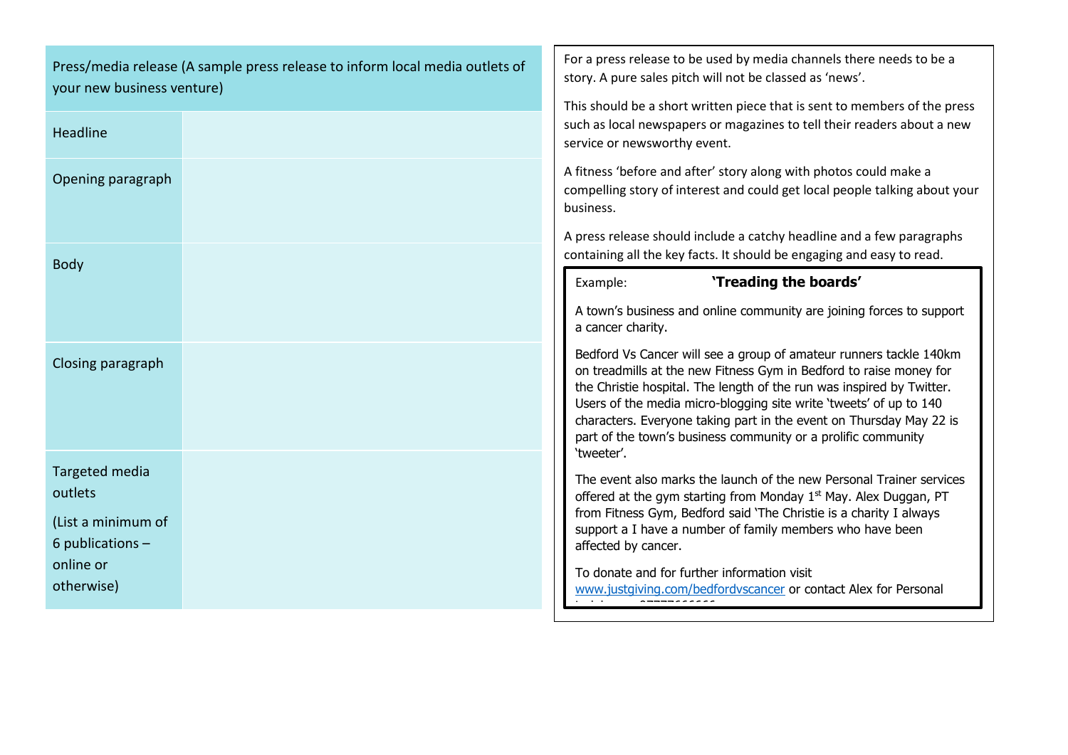| Press/media release (A sample press release to inform local media outlets of your new business venture) | |
|---|---|
| Headline | |
| Opening paragraph | |
| Body | |
| Closing paragraph | |
| Targeted media outlets (List a minimum of 6 publications – online or otherwise) | |

For a press release to be used by media channels there needs to be a story. A pure sales pitch will not be classed as 'news'.

This should be a short written piece that is sent to members of the press such as local newspapers or magazines to tell their readers about a new service or newsworthy event.

A fitness 'before and after' story along with photos could make a compelling story of interest and could get local people talking about your business.

A press release should include a catchy headline and a few paragraphs containing all the key facts. It should be engaging and easy to read.

Example: **'Treading the boards'**

A town's business and online community are joining forces to support a cancer charity.

Bedford Vs Cancer will see a group of amateur runners tackle 140km on treadmills at the new Fitness Gym in Bedford to raise money for the Christie hospital. The length of the run was inspired by Twitter. Users of the media micro-blogging site write 'tweets' of up to 140 characters. Everyone taking part in the event on Thursday May 22 is part of the town's business community or a prolific community 'tweeter'.

The event also marks the launch of the new Personal Trainer services offered at the gym starting from Monday 1st May. Alex Duggan, PT from Fitness Gym, Bedford said 'The Christie is a charity I always support a I have a number of family members who have been affected by cancer.

To donate and for further information visit www.justgiving.com/bedfordvscancer or contact Alex for Personal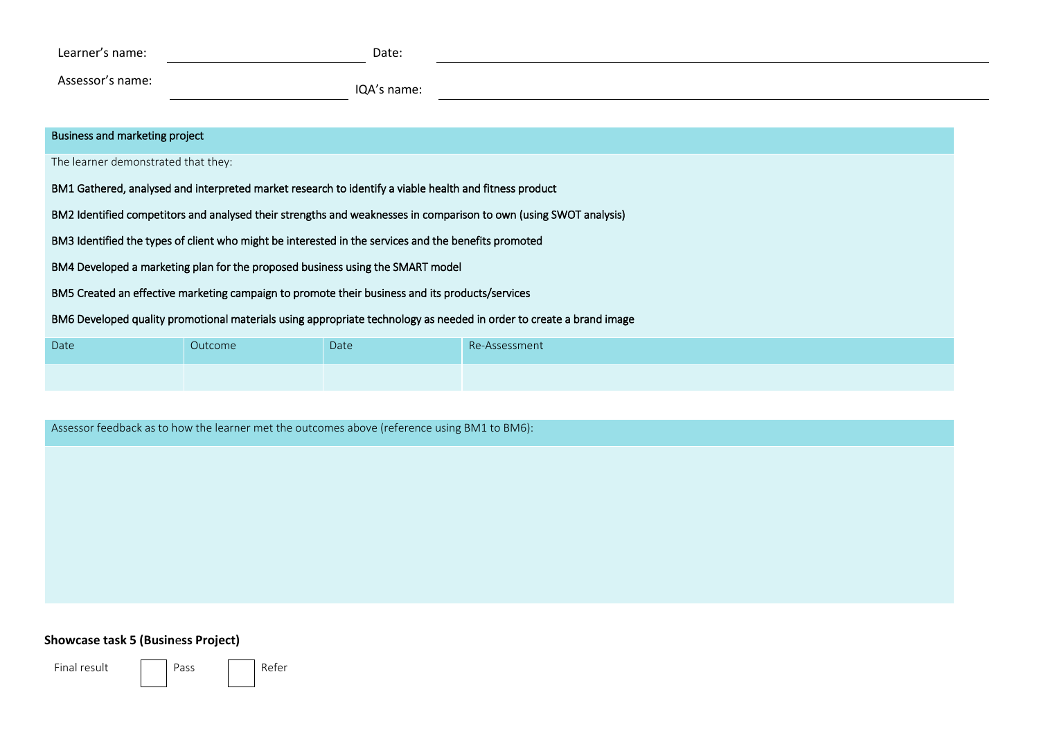| | | | |
|---|---|---|---|
| Learner's name: | | Date: | |
| Assessor's name: | | IQA's name: | |

| Business and marketing project | | | |
|---|---|---|---|
| The learner demonstrated that they: | | | |
| BM1 Gathered, analysed and interpreted market research to identify a viable health and fitness product | | | |
| BM2 Identified competitors and analysed their strengths and weaknesses in comparison to own (using SWOT analysis) | | | |
| BM3 Identified the types of client who might be interested in the services and the benefits promoted | | | |
| BM4 Developed a marketing plan for the proposed business using the SMART model | | | |
| BM5 Created an effective marketing campaign to promote their business and its products/services | | | |
| BM6 Developed quality promotional materials using appropriate technology as needed in order to create a brand image | | | |
| Date | Outcome | Date | Re-Assessment |
| | | | |

| Assessor feedback as to how the learner met the outcomes above (reference using BM1 to BM6): |
|---|
| |

**Showcase task 5 (Business Project)**

Final result ☐ Pass ☐ Refer